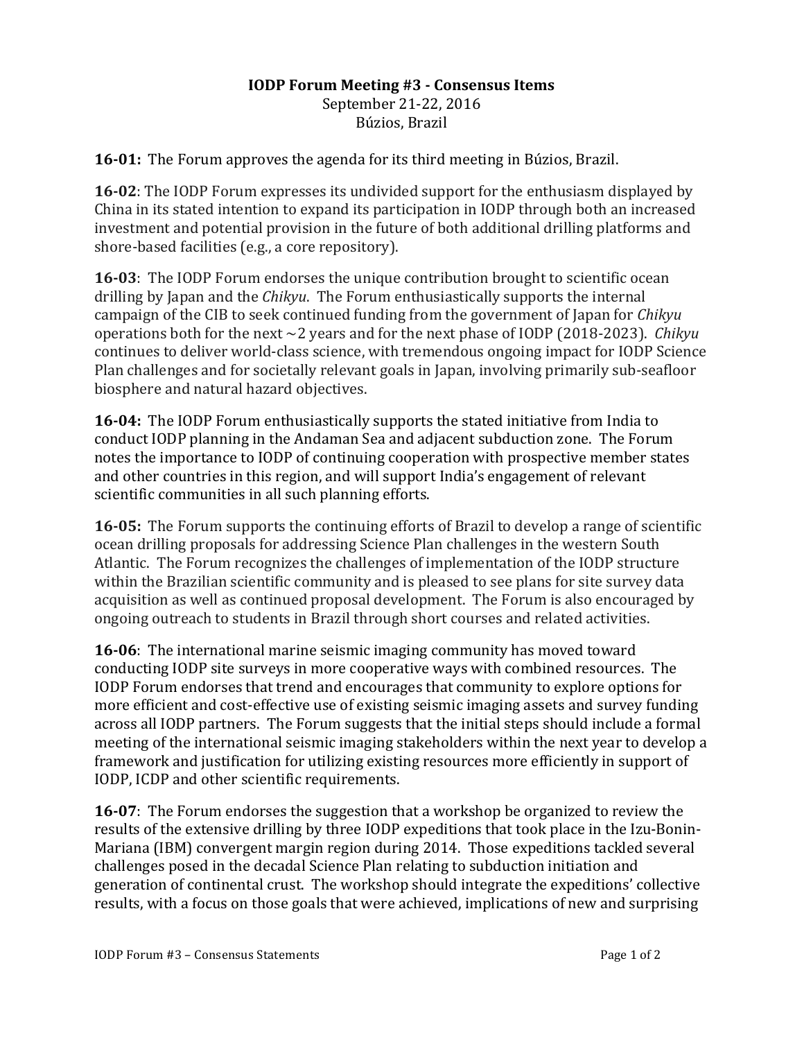# IODP Forum Meeting #3 - Consensus Items

September 21-22, 2016
Búzios, Brazil

**16-01:** The Forum approves the agenda for its third meeting in Búzios, Brazil.

**16-02**: The IODP Forum expresses its undivided support for the enthusiasm displayed by China in its stated intention to expand its participation in IODP through both an increased investment and potential provision in the future of both additional drilling platforms and shore-based facilities (e.g., a core repository).

**16-03**: The IODP Forum endorses the unique contribution brought to scientific ocean drilling by Japan and the *Chikyu*. The Forum enthusiastically supports the internal campaign of the CIB to seek continued funding from the government of Japan for *Chikyu* operations both for the next ~2 years and for the next phase of IODP (2018-2023). *Chikyu* continues to deliver world-class science, with tremendous ongoing impact for IODP Science Plan challenges and for societally relevant goals in Japan, involving primarily sub-seafloor biosphere and natural hazard objectives.

**16-04:** The IODP Forum enthusiastically supports the stated initiative from India to conduct IODP planning in the Andaman Sea and adjacent subduction zone. The Forum notes the importance to IODP of continuing cooperation with prospective member states and other countries in this region, and will support India's engagement of relevant scientific communities in all such planning efforts.

**16-05:** The Forum supports the continuing efforts of Brazil to develop a range of scientific ocean drilling proposals for addressing Science Plan challenges in the western South Atlantic. The Forum recognizes the challenges of implementation of the IODP structure within the Brazilian scientific community and is pleased to see plans for site survey data acquisition as well as continued proposal development. The Forum is also encouraged by ongoing outreach to students in Brazil through short courses and related activities.

**16-06**: The international marine seismic imaging community has moved toward conducting IODP site surveys in more cooperative ways with combined resources. The IODP Forum endorses that trend and encourages that community to explore options for more efficient and cost-effective use of existing seismic imaging assets and survey funding across all IODP partners. The Forum suggests that the initial steps should include a formal meeting of the international seismic imaging stakeholders within the next year to develop a framework and justification for utilizing existing resources more efficiently in support of IODP, ICDP and other scientific requirements.

**16-07**: The Forum endorses the suggestion that a workshop be organized to review the results of the extensive drilling by three IODP expeditions that took place in the Izu-Bonin-Mariana (IBM) convergent margin region during 2014. Those expeditions tackled several challenges posed in the decadal Science Plan relating to subduction initiation and generation of continental crust. The workshop should integrate the expeditions' collective results, with a focus on those goals that were achieved, implications of new and surprising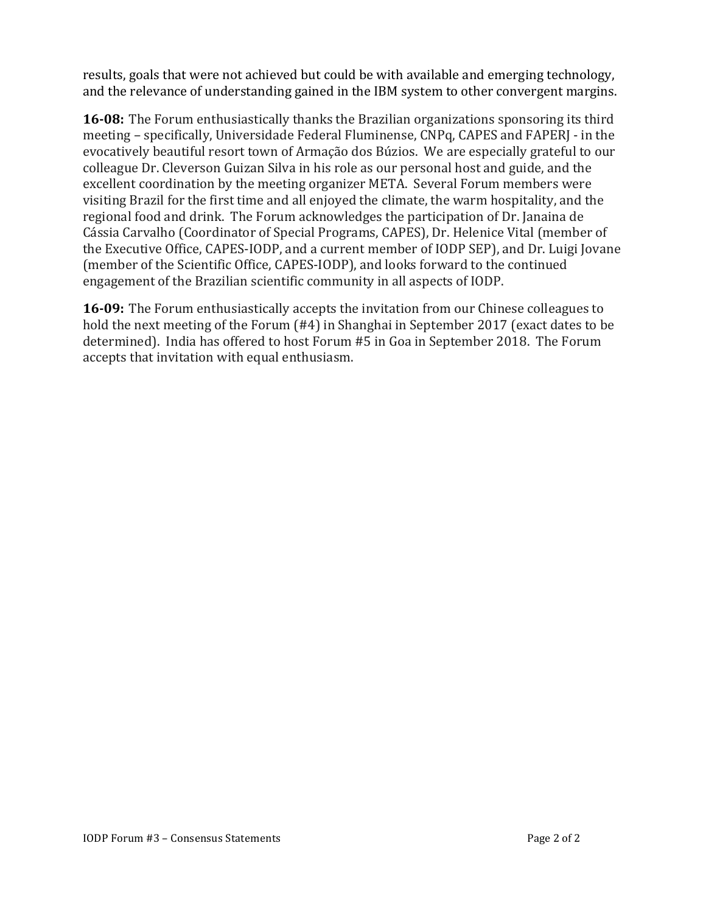results, goals that were not achieved but could be with available and emerging technology, and the relevance of understanding gained in the IBM system to other convergent margins.

**16-08:** The Forum enthusiastically thanks the Brazilian organizations sponsoring its third meeting – specifically, Universidade Federal Fluminense, CNPq, CAPES and FAPERJ - in the evocatively beautiful resort town of Armação dos Búzios. We are especially grateful to our colleague Dr. Cleverson Guizan Silva in his role as our personal host and guide, and the excellent coordination by the meeting organizer META. Several Forum members were visiting Brazil for the first time and all enjoyed the climate, the warm hospitality, and the regional food and drink. The Forum acknowledges the participation of Dr. Janaina de Cássia Carvalho (Coordinator of Special Programs, CAPES), Dr. Helenice Vital (member of the Executive Office, CAPES-IODP, and a current member of IODP SEP), and Dr. Luigi Jovane (member of the Scientific Office, CAPES-IODP), and looks forward to the continued engagement of the Brazilian scientific community in all aspects of IODP.

**16-09:** The Forum enthusiastically accepts the invitation from our Chinese colleagues to hold the next meeting of the Forum (#4) in Shanghai in September 2017 (exact dates to be determined). India has offered to host Forum #5 in Goa in September 2018. The Forum accepts that invitation with equal enthusiasm.